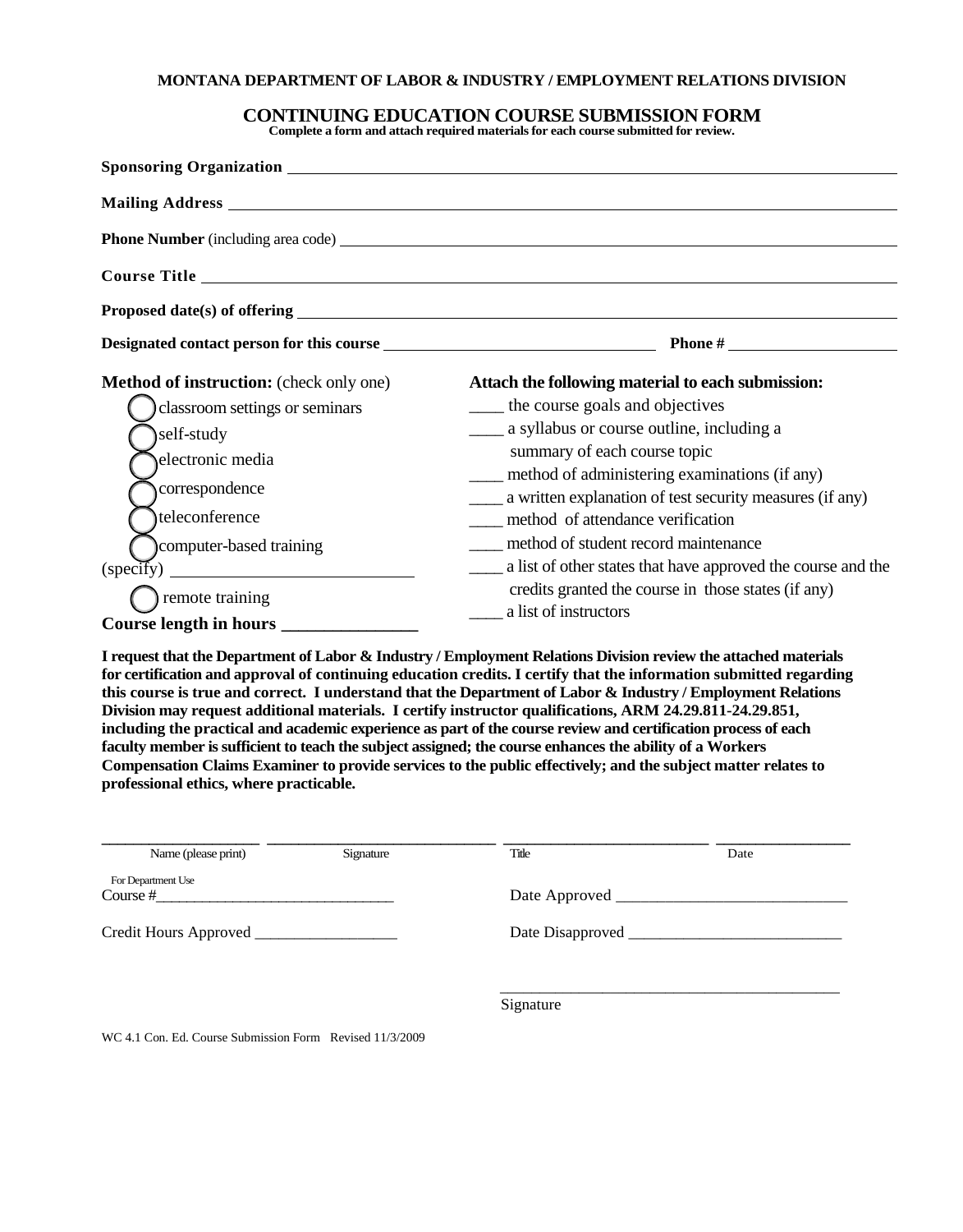**MONTANA DEPARTMENT OF LABOR & INDUSTRY / EMPLOYMENT RELATIONS DIVISION**

# CONTINUING EDUCATION COURSE SUBMISSION FORM

**Complete a form and attach required materials for each course submitted for review.**

**Sponsoring Organization** ______________________________

**Mailing Address** ______________________________

**Phone Number** (including area code) ______________________________

**Course Title** ______________________________

**Proposed date(s) of offering** ______________________________

**Designated contact person for this course** ______________________________ **Phone #** ______________

**Method of instruction:** (check only one)

- ◯ classroom settings or seminars
- ◯ self-study
- ◯ electronic media
- ◯ correspondence
- ◯ teleconference
- ◯ computer-based training

(specify) ______________________________

- ◯ remote training

**Course length in hours _______________**

**Attach the following material to each submission:**

____ the course goals and objectives
____ a syllabus or course outline, including a summary of each course topic
____ method of administering examinations (if any)
____ a written explanation of test security measures (if any)
____ method of attendance verification
____ method of student record maintenance
____ a list of other states that have approved the course and the credits granted the course in those states (if any)
____ a list of instructors

**I request that the Department of Labor & Industry / Employment Relations Division review the attached materials for certification and approval of continuing education credits. I certify that the information submitted regarding this course is true and correct. I understand that the Department of Labor & Industry / Employment Relations Division may request additional materials. I certify instructor qualifications, ARM 24.29.811-24.29.851, including the practical and academic experience as part of the course review and certification process of each faculty member is sufficient to teach the subject assigned; the course enhances the ability of a Workers Compensation Claims Examiner to provide services to the public effectively; and the subject matter relates to professional ethics, where practicable.**

_________________ _________________________ _______________________ ______________
Name (please print) Signature Title Date

For Department Use

Course #______________________________ Date Approved ______________________________

Credit Hours Approved __________________ Date Disapproved ___________________________

_____________________________________________
Signature

WC 4.1 Con. Ed. Course Submission Form Revised 11/3/2009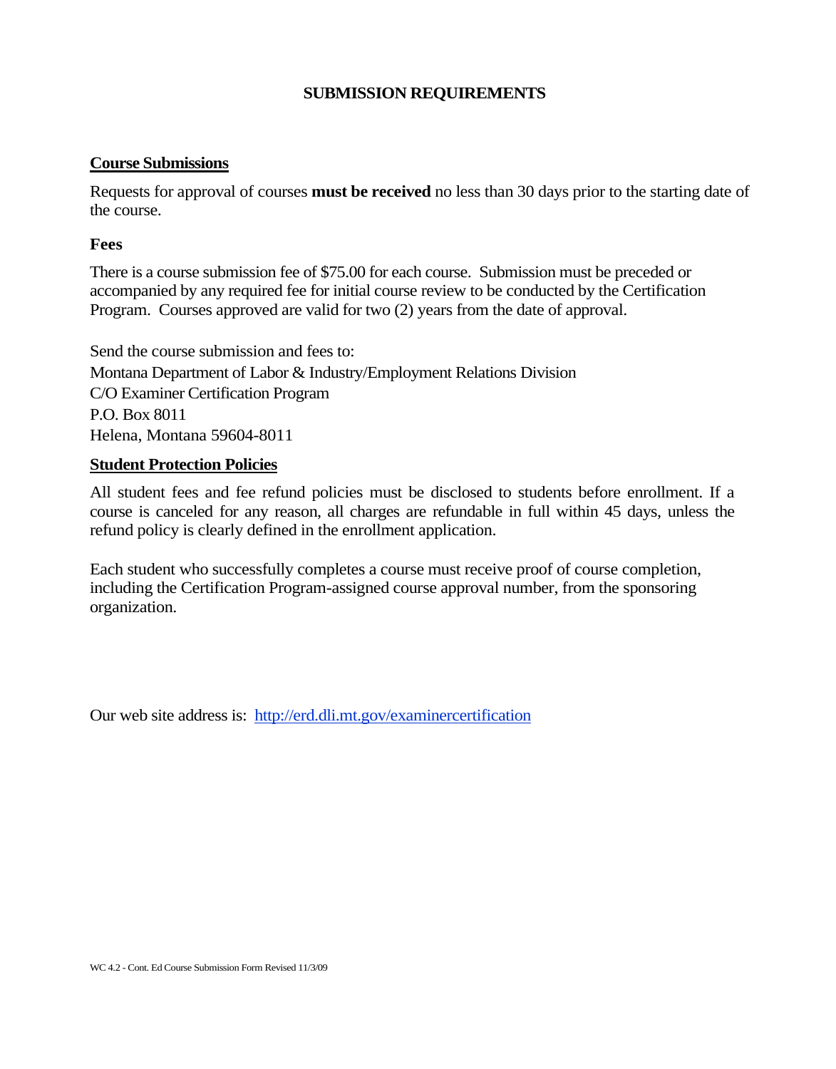# SUBMISSION REQUIREMENTS

## Course Submissions

Requests for approval of courses **must be received** no less than 30 days prior to the starting date of the course.

### Fees

There is a course submission fee of $75.00 for each course. Submission must be preceded or accompanied by any required fee for initial course review to be conducted by the Certification Program. Courses approved are valid for two (2) years from the date of approval.

Send the course submission and fees to:
Montana Department of Labor & Industry/Employment Relations Division
C/O Examiner Certification Program
P.O. Box 8011
Helena, Montana 59604-8011

## Student Protection Policies

All student fees and fee refund policies must be disclosed to students before enrollment. If a course is canceled for any reason, all charges are refundable in full within 45 days, unless the refund policy is clearly defined in the enrollment application.

Each student who successfully completes a course must receive proof of course completion, including the Certification Program-assigned course approval number, from the sponsoring organization.

Our web site address is: http://erd.dli.mt.gov/examinercertification

WC 4.2 - Cont. Ed Course Submission Form Revised 11/3/09